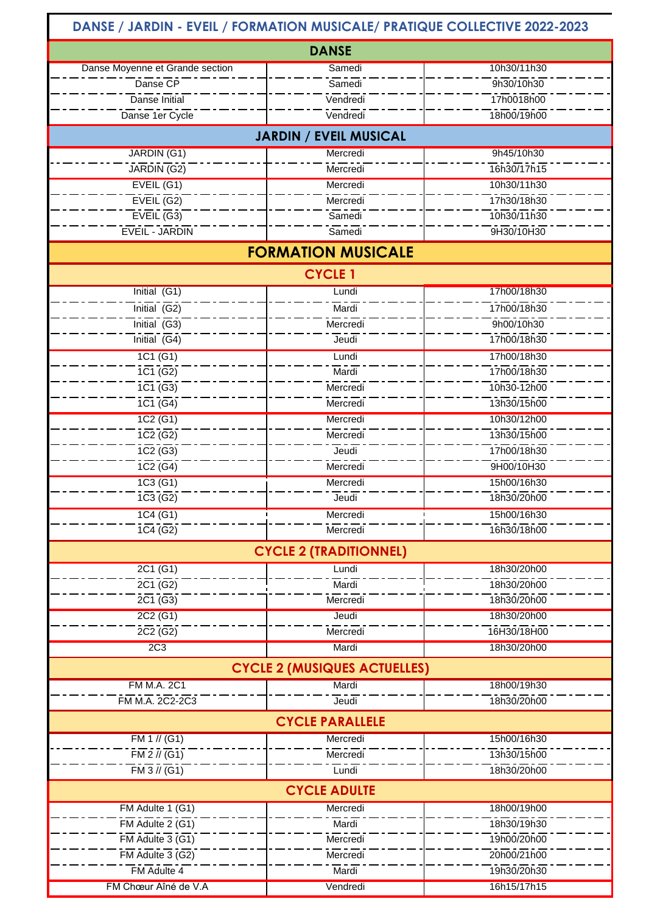# DANSE / JARDIN - EVEIL / FORMATION MUSICALE/ PRATIQUE COLLECTIVE 2022-2023

## DANSE

| | | |
|---|---|---|
| Danse Moyenne et Grande section | Samedi | 10h30/11h30 |
| Danse CP | Samedi | 9h30/10h30 |
| Danse Initial | Vendredi | 17h0018h00 |
| Danse 1er Cycle | Vendredi | 18h00/19h00 |

## JARDIN / EVEIL MUSICAL

| | | |
|---|---|---|
| JARDIN (G1) | Mercredi | 9h45/10h30 |
| JARDIN (G2) | Mercredi | 16h30/17h15 |
| EVEIL (G1) | Mercredi | 10h30/11h30 |
| EVEIL (G2) | Mercredi | 17h30/18h30 |
| EVEIL (G3) | Samedi | 10h30/11h30 |
| EVEIL - JARDIN | Samedi | 9H30/10H30 |

## FORMATION MUSICALE

### CYCLE 1

| | | |
|---|---|---|
| Initial (G1) | Lundi | 17h00/18h30 |
| Initial (G2) | Mardi | 17h00/18h30 |
| Initial (G3) | Mercredi | 9h00/10h30 |
| Initial (G4) | Jeudi | 17h00/18h30 |
| 1C1 (G1) | Lundi | 17h00/18h30 |
| 1C1 (G2) | Mardi | 17h00/18h30 |
| 1C1 (G3) | Mercredi | 10h30-12h00 |
| 1C1 (G4) | Mercredi | 13h30/15h00 |
| 1C2 (G1) | Mercredi | 10h30/12h00 |
| 1C2 (G2) | Mercredi | 13h30/15h00 |
| 1C2 (G3) | Jeudi | 17h00/18h30 |
| 1C2 (G4) | Mercredi | 9H00/10H30 |
| 1C3 (G1) | Mercredi | 15h00/16h30 |
| 1C3 (G2) | Jeudi | 18h30/20h00 |
| 1C4 (G1) | Mercredi | 15h00/16h30 |
| 1C4 (G2) | Mercredi | 16h30/18h00 |

### CYCLE 2 (TRADITIONNEL)

| | | |
|---|---|---|
| 2C1 (G1) | Lundi | 18h30/20h00 |
| 2C1 (G2) | Mardi | 18h30/20h00 |
| 2C1 (G3) | Mercredi | 18h30/20h00 |
| 2C2 (G1) | Jeudi | 18h30/20h00 |
| 2C2 (G2) | Mercredi | 16H30/18H00 |
| 2C3 | Mardi | 18h30/20h00 |

### CYCLE 2 (MUSIQUES ACTUELLES)

| | | |
|---|---|---|
| FM M.A. 2C1 | Mardi | 18h00/19h30 |
| FM M.A. 2C2-2C3 | Jeudi | 18h30/20h00 |

### CYCLE PARALLELE

| | | |
|---|---|---|
| FM 1 // (G1) | Mercredi | 15h00/16h30 |
| FM 2 // (G1) | Mercredi | 13h30/15h00 |
| FM 3 // (G1) | Lundi | 18h30/20h00 |

### CYCLE ADULTE

| | | |
|---|---|---|
| FM Adulte 1 (G1) | Mercredi | 18h00/19h00 |
| FM Adulte 2 (G1) | Mardi | 18h30/19h30 |
| FM Adulte 3 (G1) | Mercredi | 19h00/20h00 |
| FM Adulte 3 (G2) | Mercredi | 20h00/21h00 |
| FM Adulte 4 | Mardi | 19h30/20h30 |
| FM Chœur Aîné de V.A | Vendredi | 16h15/17h15 |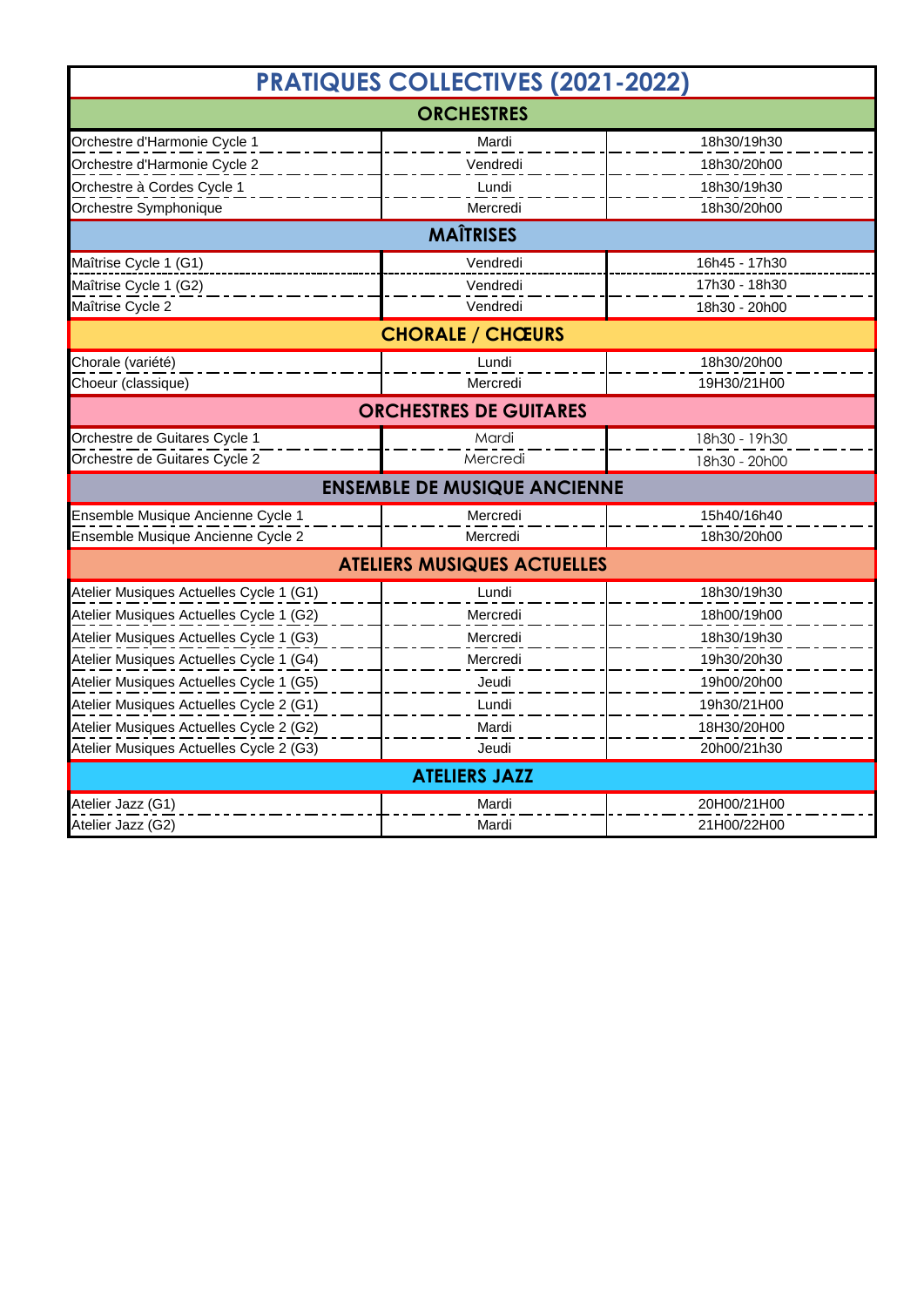# PRATIQUES COLLECTIVES (2021-2022)

| ORCHESTRES | | |
|---|---|---|
| Orchestre d'Harmonie Cycle 1 | Mardi | 18h30/19h30 |
| Orchestre d'Harmonie Cycle 2 | Vendredi | 18h30/20h00 |
| Orchestre à Cordes Cycle 1 | Lundi | 18h30/19h30 |
| Orchestre Symphonique | Mercredi | 18h30/20h00 |
| **MAÎTRISES** | | |
| Maîtrise Cycle 1 (G1) | Vendredi | 16h45 - 17h30 |
| Maîtrise Cycle 1 (G2) | Vendredi | 17h30 - 18h30 |
| Maîtrise Cycle 2 | Vendredi | 18h30 - 20h00 |
| **CHORALE / CHŒURS** | | |
| Chorale (variété) | Lundi | 18h30/20h00 |
| Choeur (classique) | Mercredi | 19H30/21H00 |
| **ORCHESTRES DE GUITARES** | | |
| Orchestre de Guitares Cycle 1 | Mardi | 18h30 - 19h30 |
| Orchestre de Guitares Cycle 2 | Mercredi | 18h30 - 20h00 |
| **ENSEMBLE DE MUSIQUE ANCIENNE** | | |
| Ensemble Musique Ancienne Cycle 1 | Mercredi | 15h40/16h40 |
| Ensemble Musique Ancienne Cycle 2 | Mercredi | 18h30/20h00 |
| **ATELIERS MUSIQUES ACTUELLES** | | |
| Atelier Musiques Actuelles Cycle 1 (G1) | Lundi | 18h30/19h30 |
| Atelier Musiques Actuelles Cycle 1 (G2) | Mercredi | 18h00/19h00 |
| Atelier Musiques Actuelles Cycle 1 (G3) | Mercredi | 18h30/19h30 |
| Atelier Musiques Actuelles Cycle 1 (G4) | Mercredi | 19h30/20h30 |
| Atelier Musiques Actuelles Cycle 1 (G5) | Jeudi | 19h00/20h00 |
| Atelier Musiques Actuelles Cycle 2 (G1) | Lundi | 19h30/21H00 |
| Atelier Musiques Actuelles Cycle 2 (G2) | Mardi | 18H30/20H00 |
| Atelier Musiques Actuelles Cycle 2 (G3) | Jeudi | 20h00/21h30 |
| **ATELIERS JAZZ** | | |
| Atelier Jazz (G1) | Mardi | 20H00/21H00 |
| Atelier Jazz (G2) | Mardi | 21H00/22H00 |